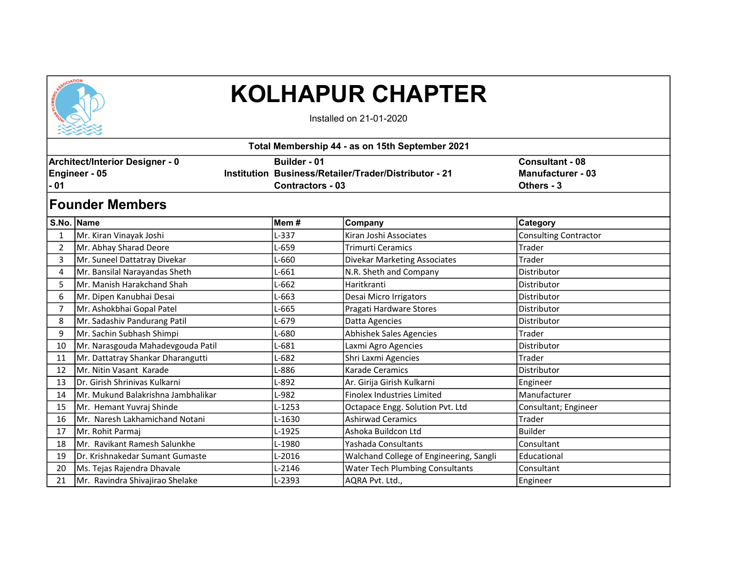# KOLHAPUR CHAPTER

Installed on 21-01-2020

**Total Membership 44 - as on 15th September 2021**

**Architect/Interior Designer - 0** **Builder - 01** **Consultant - 08**
**Engineer - 05** **Institution - 01** **Business/Retailer/Trader/Distributor - 21** **Manufacturer - 03**
**Contractors - 03** **Others - 3**

## Founder Members

| S.No. | Name | Mem # | Company | Category |
|---|---|---|---|---|
| 1 | Mr. Kiran Vinayak Joshi | L-337 | Kiran Joshi Associates | Consulting Contractor |
| 2 | Mr. Abhay Sharad Deore | L-659 | Trimurti Ceramics | Trader |
| 3 | Mr. Suneel Dattatray Divekar | L-660 | Divekar Marketing Associates | Trader |
| 4 | Mr. Bansilal Narayandas Sheth | L-661 | N.R. Sheth and Company | Distributor |
| 5 | Mr. Manish Harakchand Shah | L-662 | Haritkranti | Distributor |
| 6 | Mr. Dipen Kanubhai Desai | L-663 | Desai Micro Irrigators | Distributor |
| 7 | Mr. Ashokbhai Gopal Patel | L-665 | Pragati Hardware Stores | Distributor |
| 8 | Mr. Sadashiv Pandurang Patil | L-679 | Datta Agencies | Distributor |
| 9 | Mr. Sachin Subhash Shimpi | L-680 | Abhishek Sales Agencies | Trader |
| 10 | Mr. Narasgouda Mahadevgouda Patil | L-681 | Laxmi Agro Agencies | Distributor |
| 11 | Mr. Dattatray Shankar Dharangutti | L-682 | Shri Laxmi Agencies | Trader |
| 12 | Mr. Nitin Vasant Karade | L-886 | Karade Ceramics | Distributor |
| 13 | Dr. Girish Shrinivas Kulkarni | L-892 | Ar. Girija Girish Kulkarni | Engineer |
| 14 | Mr. Mukund Balakrishna Jambhalikar | L-982 | Finolex Industries Limited | Manufacturer |
| 15 | Mr. Hemant Yuvraj Shinde | L-1253 | Octapace Engg. Solution Pvt. Ltd | Consultant; Engineer |
| 16 | Mr. Naresh Lakhamichand Notani | L-1630 | Ashirwad Ceramics | Trader |
| 17 | Mr. Rohit Parmaj | L-1925 | Ashoka Buildcon Ltd | Builder |
| 18 | Mr. Ravikant Ramesh Salunkhe | L-1980 | Yashada Consultants | Consultant |
| 19 | Dr. Krishnakedar Sumant Gumaste | L-2016 | Walchand College of Engineering, Sangli | Educational |
| 20 | Ms. Tejas Rajendra Dhavale | L-2146 | Water Tech Plumbing Consultants | Consultant |
| 21 | Mr. Ravindra Shivajirao Shelake | L-2393 | AQRA Pvt. Ltd., | Engineer |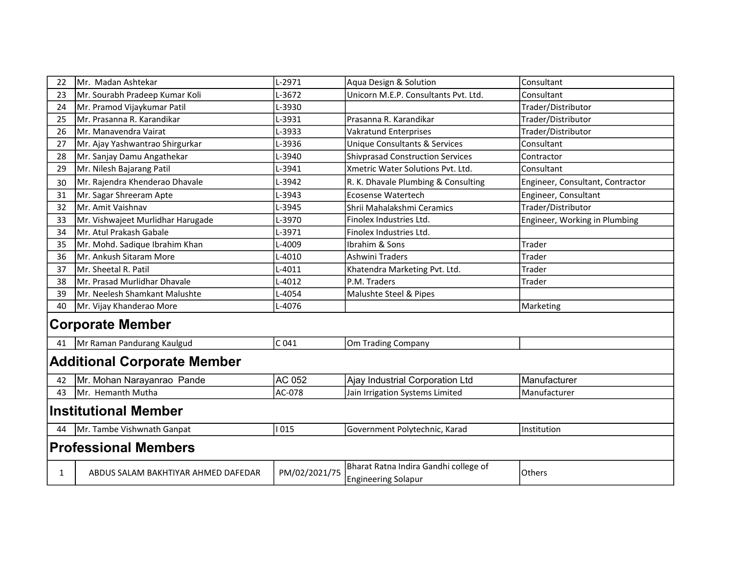| | | | | |
|---|---|---|---|---|
| 22 | Mr. Madan Ashtekar | L-2971 | Aqua Design & Solution | Consultant |
| 23 | Mr. Sourabh Pradeep Kumar Koli | L-3672 | Unicorn M.E.P. Consultants Pvt. Ltd. | Consultant |
| 24 | Mr. Pramod Vijaykumar Patil | L-3930 | | Trader/Distributor |
| 25 | Mr. Prasanna R. Karandikar | L-3931 | Prasanna R. Karandikar | Trader/Distributor |
| 26 | Mr. Manavendra Vairat | L-3933 | Vakratund Enterprises | Trader/Distributor |
| 27 | Mr. Ajay Yashwantrao Shirgurkar | L-3936 | Unique Consultants & Services | Consultant |
| 28 | Mr. Sanjay Damu Angathekar | L-3940 | Shivprasad Construction Services | Contractor |
| 29 | Mr. Nilesh Bajarang Patil | L-3941 | Xmetric Water Solutions Pvt. Ltd. | Consultant |
| 30 | Mr. Rajendra Khenderao Dhavale | L-3942 | R. K. Dhavale Plumbing & Consulting | Engineer, Consultant, Contractor |
| 31 | Mr. Sagar Shreeram Apte | L-3943 | Ecosense Watertech | Engineer, Consultant |
| 32 | Mr. Amit Vaishnav | L-3945 | Shrii Mahalakshmi Ceramics | Trader/Distributor |
| 33 | Mr. Vishwajeet Murlidhar Harugade | L-3970 | Finolex Industries Ltd. | Engineer, Working in Plumbing |
| 34 | Mr. Atul Prakash Gabale | L-3971 | Finolex Industries Ltd. | |
| 35 | Mr. Mohd. Sadique Ibrahim Khan | L-4009 | Ibrahim & Sons | Trader |
| 36 | Mr. Ankush Sitaram More | L-4010 | Ashwini Traders | Trader |
| 37 | Mr. Sheetal R. Patil | L-4011 | Khatendra Marketing Pvt. Ltd. | Trader |
| 38 | Mr. Prasad Murlidhar Dhavale | L-4012 | P.M. Traders | Trader |
| 39 | Mr. Neelesh Shamkant Malushte | L-4054 | Malushte Steel & Pipes | |
| 40 | Mr. Vijay Khanderao More | L-4076 | | Marketing |
| **Corporate Member** | | | | |
| 41 | Mr Raman Pandurang Kaulgud | C 041 | Om Trading Company | |
| **Additional Corporate Member** | | | | |
| 42 | Mr. Mohan Narayanrao Pande | AC 052 | Ajay Industrial Corporation Ltd | Manufacturer |
| 43 | Mr. Hemanth Mutha | AC-078 | Jain Irrigation Systems Limited | Manufacturer |
| **Institutional Member** | | | | |
| 44 | Mr. Tambe Vishwnath Ganpat | I 015 | Government Polytechnic, Karad | Institution |
| **Professional Members** | | | | |
| 1 | ABDUS SALAM BAKHTIYAR AHMED DAFEDAR | PM/02/2021/75 | Bharat Ratna Indira Gandhi college of Engineering Solapur | Others |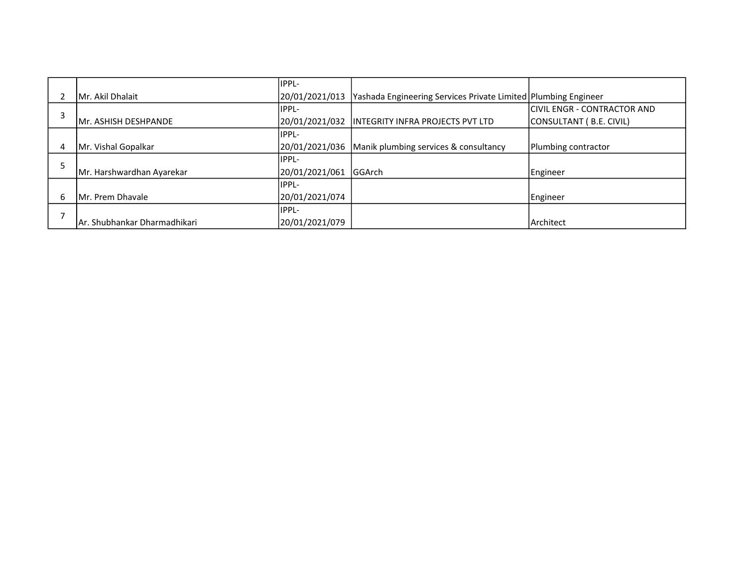| | | | | |
|---|---|---|---|---|
| 2 | Mr. Akil Dhalait | IPPL-20/01/2021/013 | Yashada Engineering Services Private Limited | Plumbing Engineer |
| 3 | Mr. ASHISH DESHPANDE | IPPL-20/01/2021/032 | INTEGRITY INFRA PROJECTS PVT LTD | CIVIL ENGR - CONTRACTOR AND CONSULTANT ( B.E. CIVIL) |
| 4 | Mr. Vishal Gopalkar | IPPL-20/01/2021/036 | Manik plumbing services & consultancy | Plumbing contractor |
| 5 | Mr. Harshwardhan Ayarekar | IPPL-20/01/2021/061 | GGArch | Engineer |
| 6 | Mr. Prem Dhavale | IPPL-20/01/2021/074 | | Engineer |
| 7 | Ar. Shubhankar Dharmadhikari | IPPL-20/01/2021/079 | | Architect |